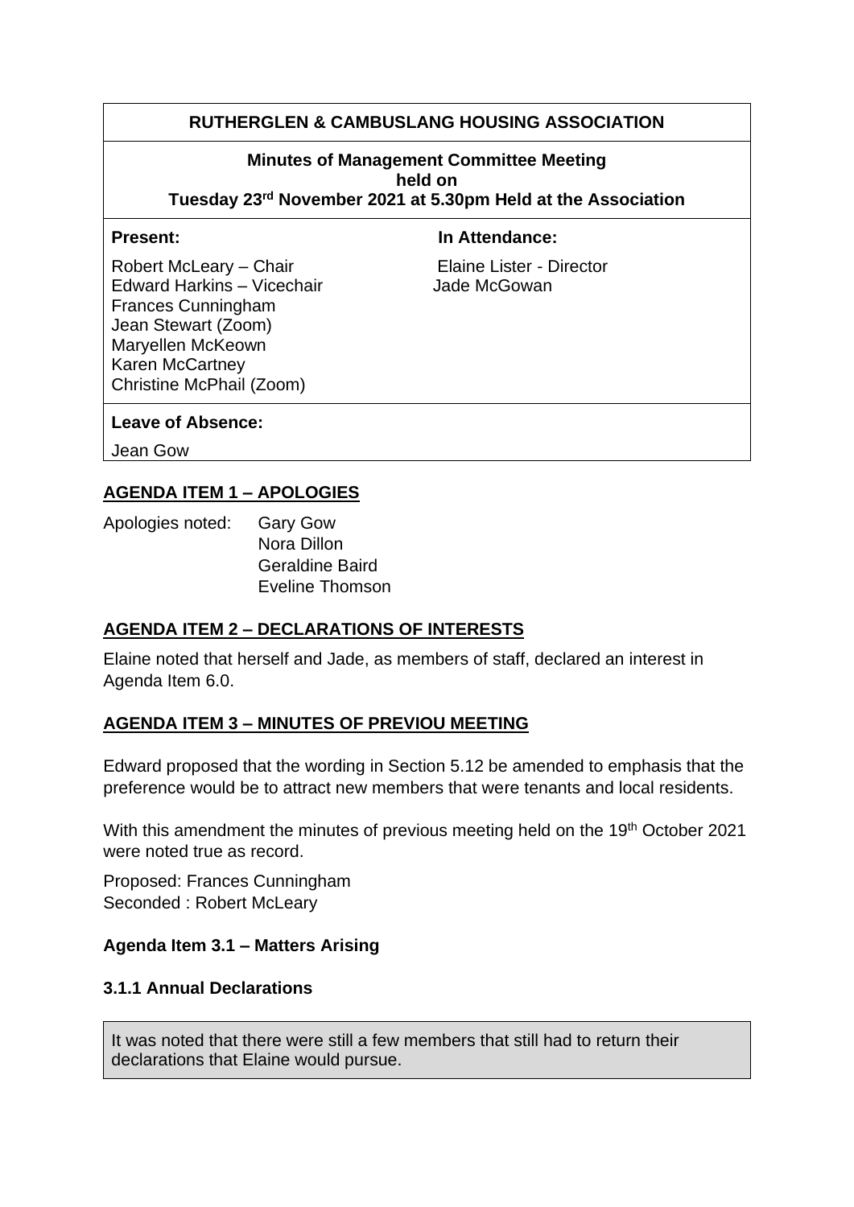# RUTHERGLEN & CAMBUSLANG HOUSING ASSOCIATION

**Minutes of Management Committee Meeting held on Tuesday 23rd November 2021 at 5.30pm Held at the Association**

| Present: | In Attendance: |
| --- | --- |
| Robert McLeary – Chair | Elaine Lister - Director |
| Edward Harkins – Vicechair | Jade McGowan |
| Frances Cunningham | |
| Jean Stewart (Zoom) | |
| Maryellen McKeown | |
| Karen McCartney | |
| Christine McPhail (Zoom) | |

**Leave of Absence:**

Jean Gow

## AGENDA ITEM 1 – APOLOGIES

Apologies noted: Gary Gow
Nora Dillon
Geraldine Baird
Eveline Thomson

## AGENDA ITEM 2 – DECLARATIONS OF INTERESTS

Elaine noted that herself and Jade, as members of staff, declared an interest in Agenda Item 6.0.

## AGENDA ITEM 3 – MINUTES OF PREVIOU MEETING

Edward proposed that the wording in Section 5.12 be amended to emphasis that the preference would be to attract new members that were tenants and local residents.

With this amendment the minutes of previous meeting held on the 19th October 2021 were noted true as record.

Proposed: Frances Cunningham
Seconded : Robert McLeary

### Agenda Item 3.1 – Matters Arising

### 3.1.1 Annual Declarations

It was noted that there were still a few members that still had to return their declarations that Elaine would pursue.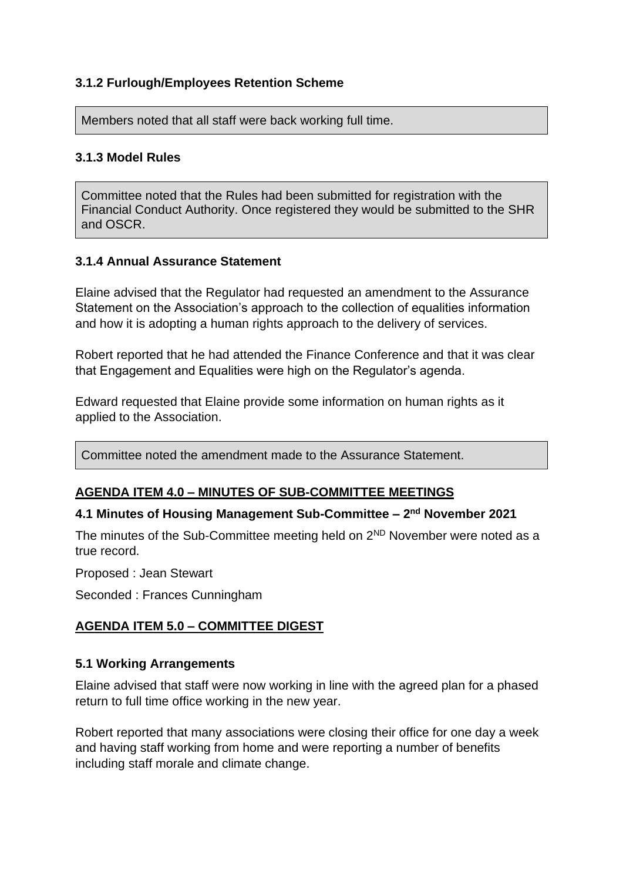### 3.1.2 Furlough/Employees Retention Scheme

Members noted that all staff were back working full time.

### 3.1.3 Model Rules

Committee noted that the Rules had been submitted for registration with the Financial Conduct Authority. Once registered they would be submitted to the SHR and OSCR.

### 3.1.4 Annual Assurance Statement

Elaine advised that the Regulator had requested an amendment to the Assurance Statement on the Association's approach to the collection of equalities information and how it is adopting a human rights approach to the delivery of services.

Robert reported that he had attended the Finance Conference and that it was clear that Engagement and Equalities were high on the Regulator's agenda.

Edward requested that Elaine provide some information on human rights as it applied to the Association.

Committee noted the amendment made to the Assurance Statement.

## AGENDA ITEM 4.0 – MINUTES OF SUB-COMMITTEE MEETINGS

### 4.1 Minutes of Housing Management Sub-Committee – 2nd November 2021

The minutes of the Sub-Committee meeting held on 2ND November were noted as a true record.

Proposed : Jean Stewart

Seconded : Frances Cunningham

## AGENDA ITEM 5.0 – COMMITTEE DIGEST

### 5.1 Working Arrangements

Elaine advised that staff were now working in line with the agreed plan for a phased return to full time office working in the new year.

Robert reported that many associations were closing their office for one day a week and having staff working from home and were reporting a number of benefits including staff morale and climate change.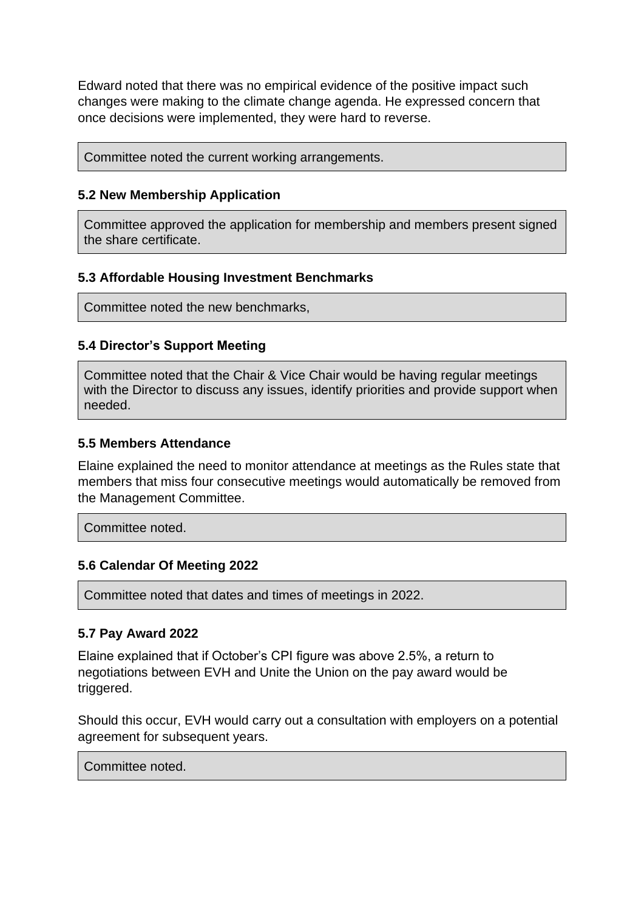Edward noted that there was no empirical evidence of the positive impact such changes were making to the climate change agenda. He expressed concern that once decisions were implemented, they were hard to reverse.

Committee noted the current working arrangements.

**5.2 New Membership Application**

Committee approved the application for membership and members present signed the share certificate.

**5.3 Affordable Housing Investment Benchmarks**

Committee noted the new benchmarks,

**5.4 Director's Support Meeting**

Committee noted that the Chair & Vice Chair would be having regular meetings with the Director to discuss any issues, identify priorities and provide support when needed.

**5.5 Members Attendance**

Elaine explained the need to monitor attendance at meetings as the Rules state that members that miss four consecutive meetings would automatically be removed from the Management Committee.

Committee noted.

**5.6 Calendar Of Meeting 2022**

Committee noted that dates and times of meetings in 2022.

**5.7 Pay Award 2022**

Elaine explained that if October's CPI figure was above 2.5%, a return to negotiations between EVH and Unite the Union on the pay award would be triggered.

Should this occur, EVH would carry out a consultation with employers on a potential agreement for subsequent years.

Committee noted.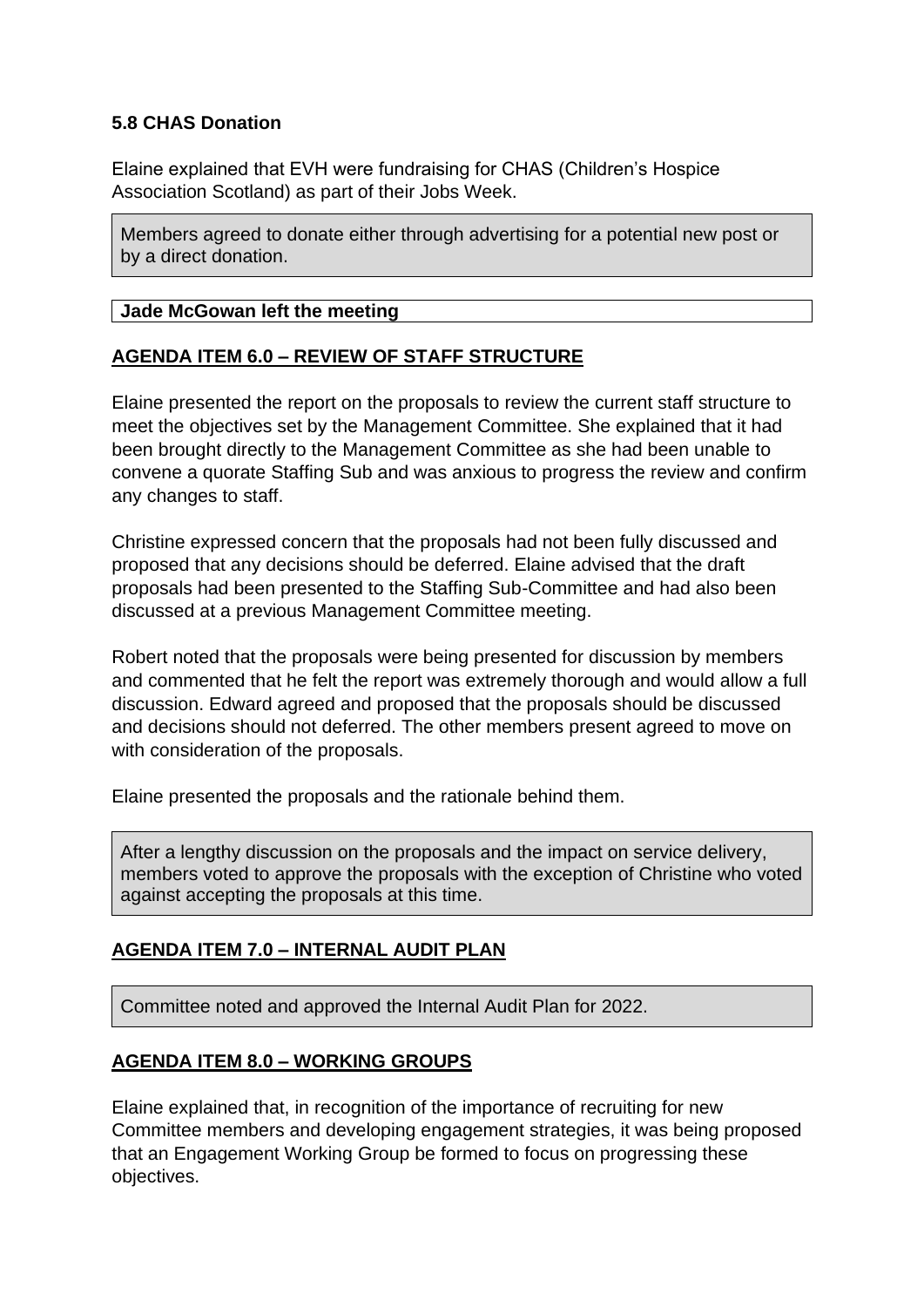### 5.8 CHAS Donation

Elaine explained that EVH were fundraising for CHAS (Children's Hospice Association Scotland) as part of their Jobs Week.

Members agreed to donate either through advertising for a potential new post or by a direct donation.

**Jade McGowan left the meeting**

## AGENDA ITEM 6.0 – REVIEW OF STAFF STRUCTURE

Elaine presented the report on the proposals to review the current staff structure to meet the objectives set by the Management Committee. She explained that it had been brought directly to the Management Committee as she had been unable to convene a quorate Staffing Sub and was anxious to progress the review and confirm any changes to staff.

Christine expressed concern that the proposals had not been fully discussed and proposed that any decisions should be deferred. Elaine advised that the draft proposals had been presented to the Staffing Sub-Committee and had also been discussed at a previous Management Committee meeting.

Robert noted that the proposals were being presented for discussion by members and commented that he felt the report was extremely thorough and would allow a full discussion. Edward agreed and proposed that the proposals should be discussed and decisions should not deferred. The other members present agreed to move on with consideration of the proposals.

Elaine presented the proposals and the rationale behind them.

After a lengthy discussion on the proposals and the impact on service delivery, members voted to approve the proposals with the exception of Christine who voted against accepting the proposals at this time.

## AGENDA ITEM 7.0 – INTERNAL AUDIT PLAN

Committee noted and approved the Internal Audit Plan for 2022.

## AGENDA ITEM 8.0 – WORKING GROUPS

Elaine explained that, in recognition of the importance of recruiting for new Committee members and developing engagement strategies, it was being proposed that an Engagement Working Group be formed to focus on progressing these objectives.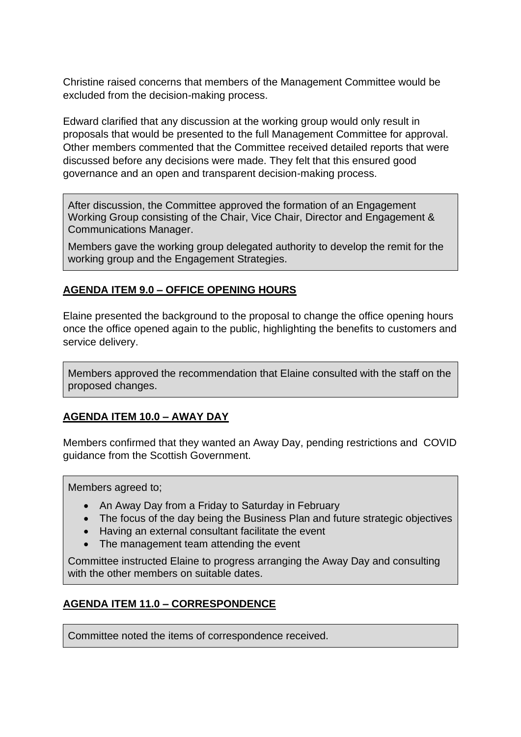Christine raised concerns that members of the Management Committee would be excluded from the decision-making process.

Edward clarified that any discussion at the working group would only result in proposals that would be presented to the full Management Committee for approval. Other members commented that the Committee received detailed reports that were discussed before any decisions were made. They felt that this ensured good governance and an open and transparent decision-making process.

After discussion, the Committee approved the formation of an Engagement Working Group consisting of the Chair, Vice Chair, Director and Engagement & Communications Manager.

Members gave the working group delegated authority to develop the remit for the working group and the Engagement Strategies.

**AGENDA ITEM 9.0 – OFFICE OPENING HOURS**

Elaine presented the background to the proposal to change the office opening hours once the office opened again to the public, highlighting the benefits to customers and service delivery.

Members approved the recommendation that Elaine consulted with the staff on the proposed changes.

**AGENDA ITEM 10.0 – AWAY DAY**

Members confirmed that they wanted an Away Day, pending restrictions and COVID guidance from the Scottish Government.

Members agreed to;

- An Away Day from a Friday to Saturday in February
- The focus of the day being the Business Plan and future strategic objectives
- Having an external consultant facilitate the event
- The management team attending the event

Committee instructed Elaine to progress arranging the Away Day and consulting with the other members on suitable dates.

**AGENDA ITEM 11.0 – CORRESPONDENCE**

Committee noted the items of correspondence received.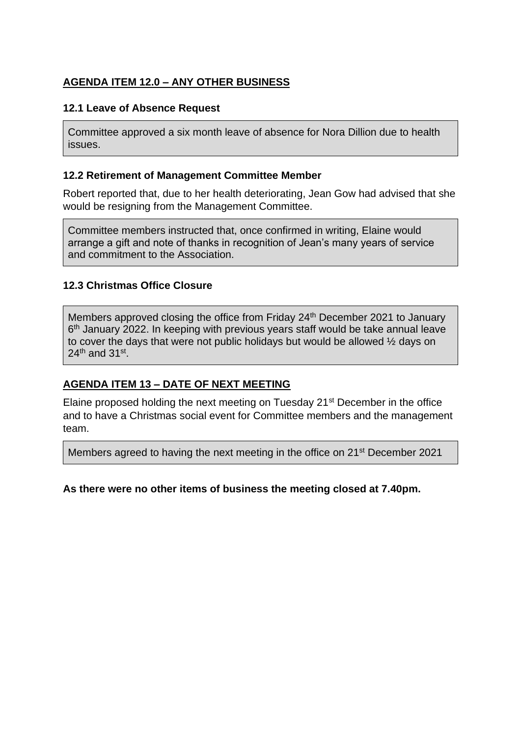## **AGENDA ITEM 12.0 – ANY OTHER BUSINESS**

### 12.1 Leave of Absence Request

Committee approved a six month leave of absence for Nora Dillion due to health issues.

### 12.2 Retirement of Management Committee Member

Robert reported that, due to her health deteriorating, Jean Gow had advised that she would be resigning from the Management Committee.

Committee members instructed that, once confirmed in writing, Elaine would arrange a gift and note of thanks in recognition of Jean's many years of service and commitment to the Association.

### 12.3 Christmas Office Closure

Members approved closing the office from Friday 24th December 2021 to January 6th January 2022. In keeping with previous years staff would be take annual leave to cover the days that were not public holidays but would be allowed ½ days on 24th and 31st.

## **AGENDA ITEM 13 – DATE OF NEXT MEETING**

Elaine proposed holding the next meeting on Tuesday 21st December in the office and to have a Christmas social event for Committee members and the management team.

Members agreed to having the next meeting in the office on 21st December 2021

**As there were no other items of business the meeting closed at 7.40pm.**